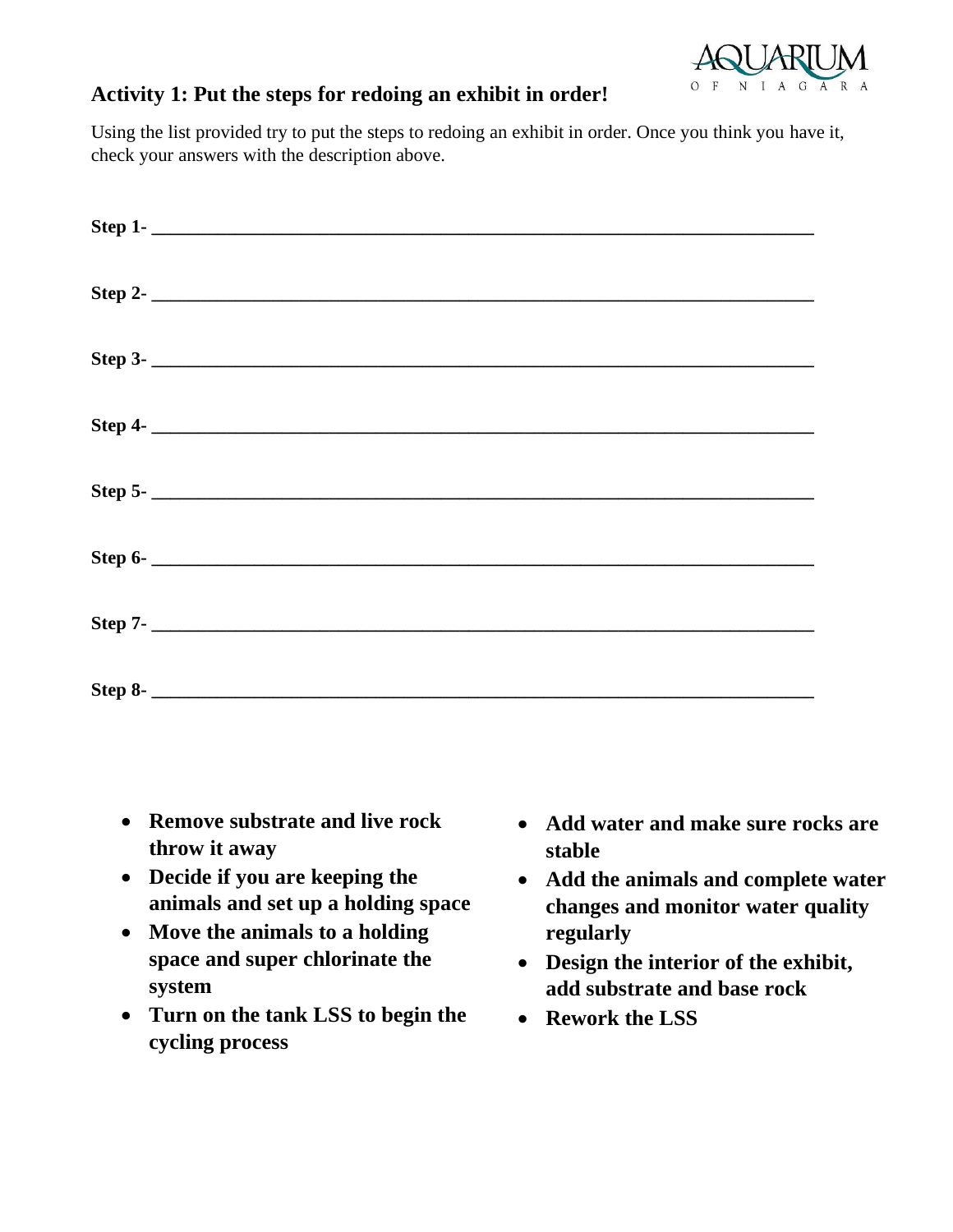## Activity 1: Put the steps for redoing an exhibit in order!

Using the list provided try to put the steps to redoing an exhibit in order. Once you think you have it, check your answers with the description above.

**Step 1-** ____________________________________________________________

**Step 2-** ____________________________________________________________

**Step 3-** ____________________________________________________________

**Step 4-** ____________________________________________________________

**Step 5-** ____________________________________________________________

**Step 6-** ____________________________________________________________

**Step 7-** ____________________________________________________________

**Step 8-** ____________________________________________________________

- **Remove substrate and live rock throw it away**
- **Decide if you are keeping the animals and set up a holding space**
- **Move the animals to a holding space and super chlorinate the system**
- **Turn on the tank LSS to begin the cycling process**
- **Add water and make sure rocks are stable**
- **Add the animals and complete water changes and monitor water quality regularly**
- **Design the interior of the exhibit, add substrate and base rock**
- **Rework the LSS**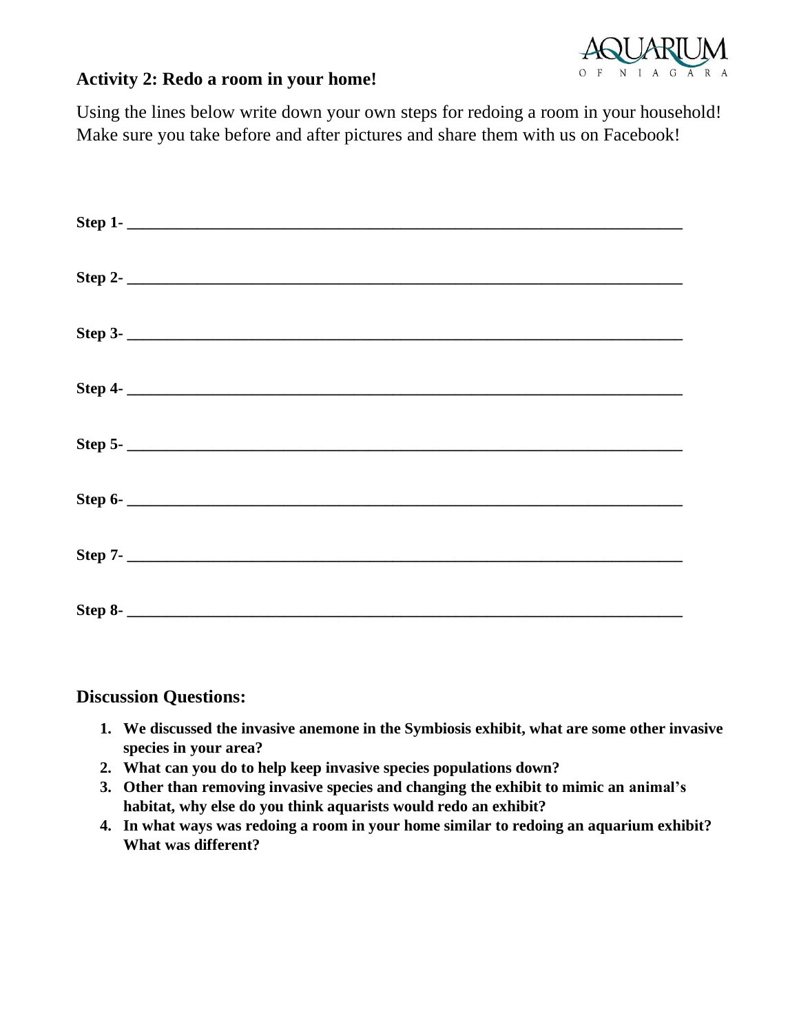## Activity 2: Redo a room in your home!

Using the lines below write down your own steps for redoing a room in your household! Make sure you take before and after pictures and share them with us on Facebook!

**Step 1- ___________________________________________________________________________**

**Step 2- ___________________________________________________________________________**

**Step 3- ___________________________________________________________________________**

**Step 4- ___________________________________________________________________________**

**Step 5- ___________________________________________________________________________**

**Step 6- ___________________________________________________________________________**

**Step 7- ___________________________________________________________________________**

**Step 8- ___________________________________________________________________________**

## Discussion Questions:

1. **We discussed the invasive anemone in the Symbiosis exhibit, what are some other invasive species in your area?**
2. **What can you do to help keep invasive species populations down?**
3. **Other than removing invasive species and changing the exhibit to mimic an animal's habitat, why else do you think aquarists would redo an exhibit?**
4. **In what ways was redoing a room in your home similar to redoing an aquarium exhibit? What was different?**